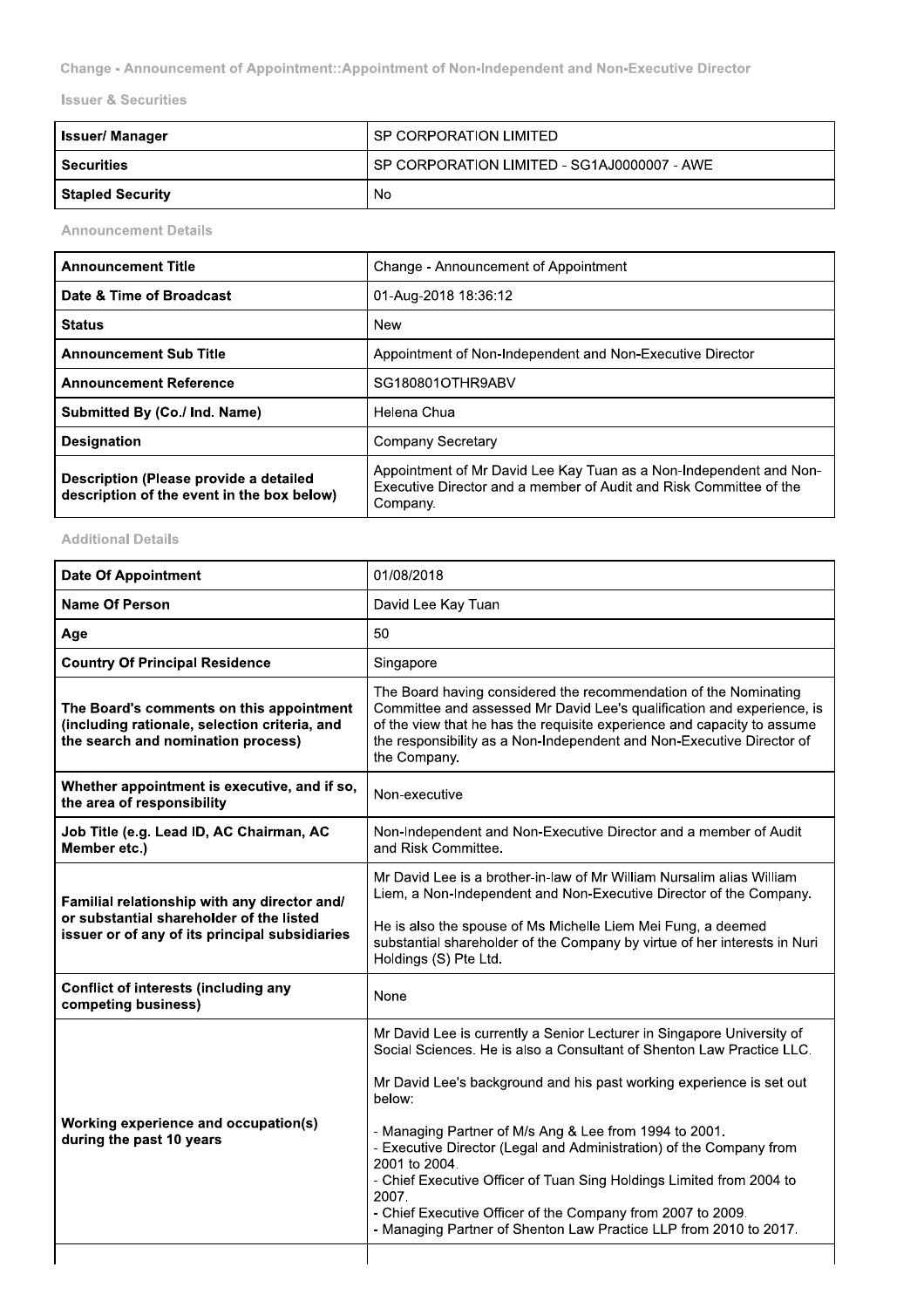Change - Announcement of Appointment::Appointment of Non-Independent and Non-Executive Director

**Issuer & Securities**

| | |
|---|---|
| **Issuer/ Manager** | SP CORPORATION LIMITED |
| **Securities** | SP CORPORATION LIMITED - SG1AJ0000007 - AWE |
| **Stapled Security** | No |

**Announcement Details**

| | |
|---|---|
| **Announcement Title** | Change - Announcement of Appointment |
| **Date & Time of Broadcast** | 01-Aug-2018 18:36:12 |
| **Status** | New |
| **Announcement Sub Title** | Appointment of Non-Independent and Non-Executive Director |
| **Announcement Reference** | SG180801OTHR9ABV |
| **Submitted By (Co./ Ind. Name)** | Helena Chua |
| **Designation** | Company Secretary |
| **Description (Please provide a detailed description of the event in the box below)** | Appointment of Mr David Lee Kay Tuan as a Non-Independent and Non-Executive Director and a member of Audit and Risk Committee of the Company. |

**Additional Details**

| | |
|---|---|
| **Date Of Appointment** | 01/08/2018 |
| **Name Of Person** | David Lee Kay Tuan |
| **Age** | 50 |
| **Country Of Principal Residence** | Singapore |
| **The Board's comments on this appointment (including rationale, selection criteria, and the search and nomination process)** | The Board having considered the recommendation of the Nominating Committee and assessed Mr David Lee's qualification and experience, is of the view that he has the requisite experience and capacity to assume the responsibility as a Non-Independent and Non-Executive Director of the Company. |
| **Whether appointment is executive, and if so, the area of responsibility** | Non-executive |
| **Job Title (e.g. Lead ID, AC Chairman, AC Member etc.)** | Non-Independent and Non-Executive Director and a member of Audit and Risk Committee. |
| **Familial relationship with any director and/ or substantial shareholder of the listed issuer or of any of its principal subsidiaries** | Mr David Lee is a brother-in-law of Mr William Nursalim alias William Liem, a Non-Independent and Non-Executive Director of the Company.<br><br>He is also the spouse of Ms Michelle Liem Mei Fung, a deemed substantial shareholder of the Company by virtue of her interests in Nuri Holdings (S) Pte Ltd. |
| **Conflict of interests (including any competing business)** | None |
| **Working experience and occupation(s) during the past 10 years** | Mr David Lee is currently a Senior Lecturer in Singapore University of Social Sciences. He is also a Consultant of Shenton Law Practice LLC.<br><br>Mr David Lee's background and his past working experience is set out below:<br><br>- Managing Partner of M/s Ang & Lee from 1994 to 2001.<br>- Executive Director (Legal and Administration) of the Company from 2001 to 2004.<br>- Chief Executive Officer of Tuan Sing Holdings Limited from 2004 to 2007.<br>- Chief Executive Officer of the Company from 2007 to 2009.<br>- Managing Partner of Shenton Law Practice LLP from 2010 to 2017. |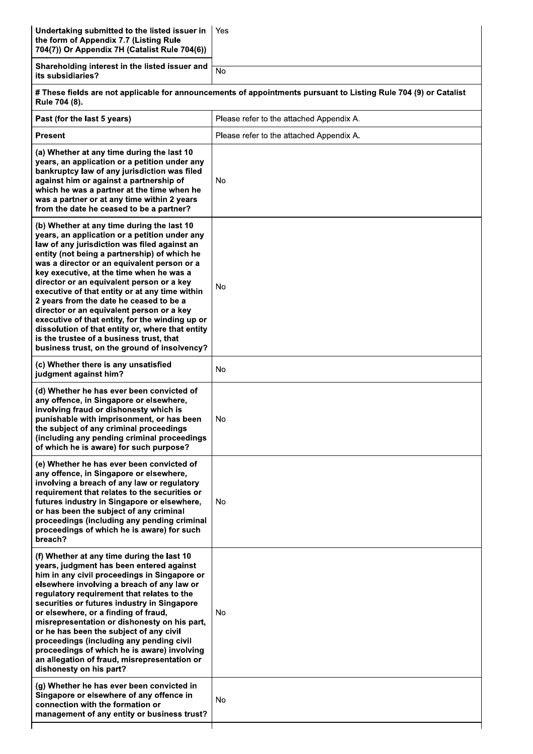| | |
|---|---|
| **Undertaking submitted to the listed issuer in the form of Appendix 7.7 (Listing Rule 704(7)) Or Appendix 7H (Catalist Rule 704(6))** | Yes |
| **Shareholding interest in the listed issuer and its subsidiaries?** | No |
| **# These fields are not applicable for announcements of appointments pursuant to Listing Rule 704 (9) or Catalist Rule 704 (8).** | |
| **Past (for the last 5 years)** | Please refer to the attached Appendix A. |
| **Present** | Please refer to the attached Appendix A. |
| **(a) Whether at any time during the last 10 years, an application or a petition under any bankruptcy law of any jurisdiction was filed against him or against a partnership of which he was a partner at the time when he was a partner or at any time within 2 years from the date he ceased to be a partner?** | No |
| **(b) Whether at any time during the last 10 years, an application or a petition under any law of any jurisdiction was filed against an entity (not being a partnership) of which he was a director or an equivalent person or a key executive, at the time when he was a director or an equivalent person or a key executive of that entity or at any time within 2 years from the date he ceased to be a director or an equivalent person or a key executive of that entity, for the winding up or dissolution of that entity or, where that entity is the trustee of a business trust, that business trust, on the ground of insolvency?** | No |
| **(c) Whether there is any unsatisfied judgment against him?** | No |
| **(d) Whether he has ever been convicted of any offence, in Singapore or elsewhere, involving fraud or dishonesty which is punishable with imprisonment, or has been the subject of any criminal proceedings (including any pending criminal proceedings of which he is aware) for such purpose?** | No |
| **(e) Whether he has ever been convicted of any offence, in Singapore or elsewhere, involving a breach of any law or regulatory requirement that relates to the securities or futures industry in Singapore or elsewhere, or has been the subject of any criminal proceedings (including any pending criminal proceedings of which he is aware) for such breach?** | No |
| **(f) Whether at any time during the last 10 years, judgment has been entered against him in any civil proceedings in Singapore or elsewhere involving a breach of any law or regulatory requirement that relates to the securities or futures industry in Singapore or elsewhere, or a finding of fraud, misrepresentation or dishonesty on his part, or he has been the subject of any civil proceedings (including any pending civil proceedings of which he is aware) involving an allegation of fraud, misrepresentation or dishonesty on his part?** | No |
| **(g) Whether he has ever been convicted in Singapore or elsewhere of any offence in connection with the formation or management of any entity or business trust?** | No |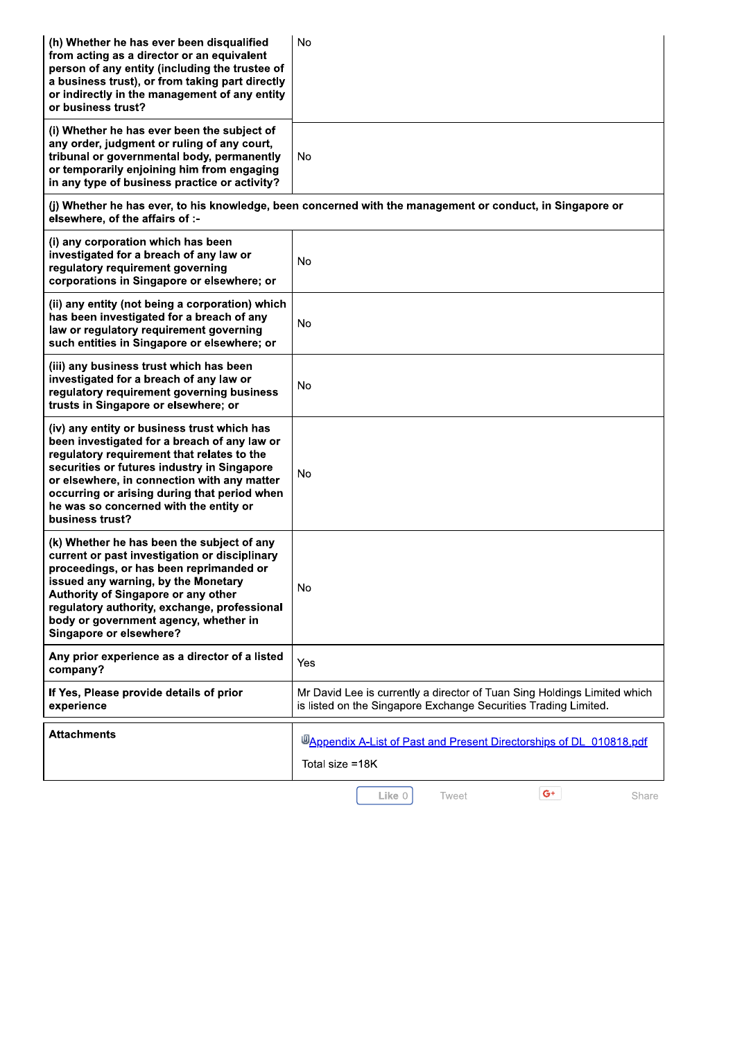| | |
|---|---|
| **(h) Whether he has ever been disqualified from acting as a director or an equivalent person of any entity (including the trustee of a business trust), or from taking part directly or indirectly in the management of any entity or business trust?** | No |
| **(i) Whether he has ever been the subject of any order, judgment or ruling of any court, tribunal or governmental body, permanently or temporarily enjoining him from engaging in any type of business practice or activity?** | No |
| **(j) Whether he has ever, to his knowledge, been concerned with the management or conduct, in Singapore or elsewhere, of the affairs of :-** | |
| **(i) any corporation which has been investigated for a breach of any law or regulatory requirement governing corporations in Singapore or elsewhere; or** | No |
| **(ii) any entity (not being a corporation) which has been investigated for a breach of any law or regulatory requirement governing such entities in Singapore or elsewhere; or** | No |
| **(iii) any business trust which has been investigated for a breach of any law or regulatory requirement governing business trusts in Singapore or elsewhere; or** | No |
| **(iv) any entity or business trust which has been investigated for a breach of any law or regulatory requirement that relates to the securities or futures industry in Singapore or elsewhere, in connection with any matter occurring or arising during that period when he was so concerned with the entity or business trust?** | No |
| **(k) Whether he has been the subject of any current or past investigation or disciplinary proceedings, or has been reprimanded or issued any warning, by the Monetary Authority of Singapore or any other regulatory authority, exchange, professional body or government agency, whether in Singapore or elsewhere?** | No |
| **Any prior experience as a director of a listed company?** | Yes |
| **If Yes, Please provide details of prior experience** | Mr David Lee is currently a director of Tuan Sing Holdings Limited which is listed on the Singapore Exchange Securities Trading Limited. |

| | |
|---|---|
| **Attachments** | Appendix A-List of Past and Present Directorships of DL_010818.pdf<br>Total size =18K |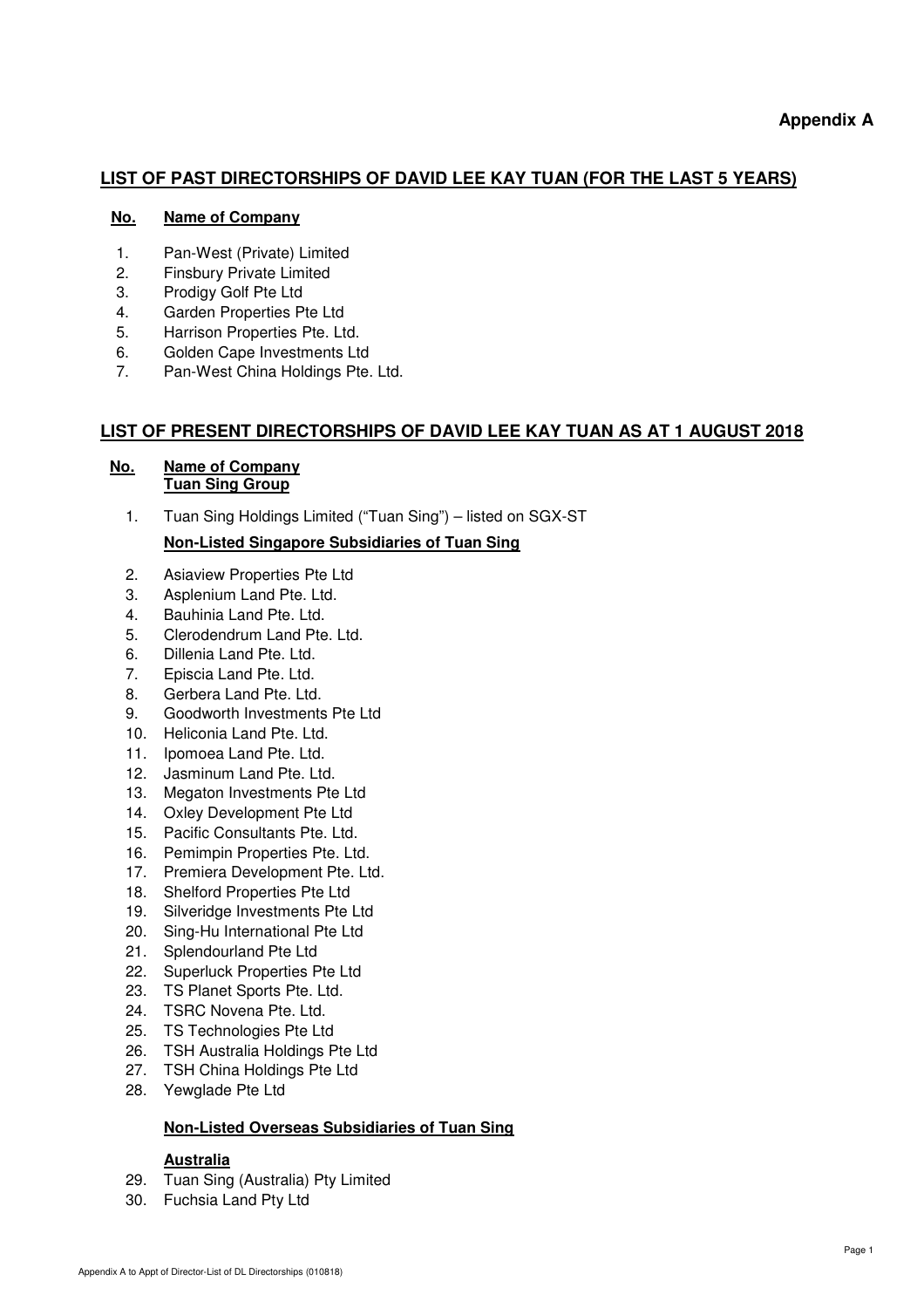**Appendix A**

## LIST OF PAST DIRECTORSHIPS OF DAVID LEE KAY TUAN (FOR THE LAST 5 YEARS)

**No.** **Name of Company**

1. Pan-West (Private) Limited
2. Finsbury Private Limited
3. Prodigy Golf Pte Ltd
4. Garden Properties Pte Ltd
5. Harrison Properties Pte. Ltd.
6. Golden Cape Investments Ltd
7. Pan-West China Holdings Pte. Ltd.

## LIST OF PRESENT DIRECTORSHIPS OF DAVID LEE KAY TUAN AS AT 1 AUGUST 2018

**No.** **Name of Company**
**Tuan Sing Group**

1. Tuan Sing Holdings Limited ("Tuan Sing") – listed on SGX-ST

**Non-Listed Singapore Subsidiaries of Tuan Sing**

2. Asiaview Properties Pte Ltd
3. Asplenium Land Pte. Ltd.
4. Bauhinia Land Pte. Ltd.
5. Clerodendrum Land Pte. Ltd.
6. Dillenia Land Pte. Ltd.
7. Episcia Land Pte. Ltd.
8. Gerbera Land Pte. Ltd.
9. Goodworth Investments Pte Ltd
10. Heliconia Land Pte. Ltd.
11. Ipomoea Land Pte. Ltd.
12. Jasminum Land Pte. Ltd.
13. Megaton Investments Pte Ltd
14. Oxley Development Pte Ltd
15. Pacific Consultants Pte. Ltd.
16. Pemimpin Properties Pte. Ltd.
17. Premiera Development Pte. Ltd.
18. Shelford Properties Pte Ltd
19. Silveridge Investments Pte Ltd
20. Sing-Hu International Pte Ltd
21. Splendourland Pte Ltd
22. Superluck Properties Pte Ltd
23. TS Planet Sports Pte. Ltd.
24. TSRC Novena Pte. Ltd.
25. TS Technologies Pte Ltd
26. TSH Australia Holdings Pte Ltd
27. TSH China Holdings Pte Ltd
28. Yewglade Pte Ltd

**Non-Listed Overseas Subsidiaries of Tuan Sing**

**Australia**

29. Tuan Sing (Australia) Pty Limited
30. Fuchsia Land Pty Ltd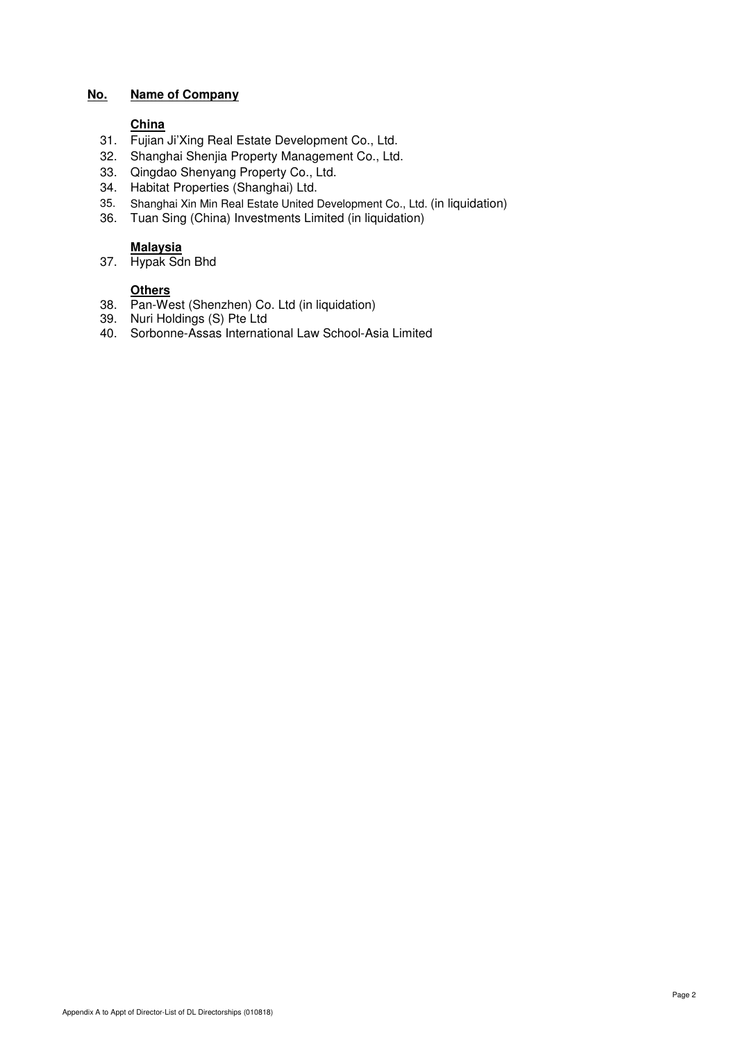| **No.** | **Name of Company** |
|---|---|
| | **China** |
| 31. | Fujian Ji'Xing Real Estate Development Co., Ltd. |
| 32. | Shanghai Shenjia Property Management Co., Ltd. |
| 33. | Qingdao Shenyang Property Co., Ltd. |
| 34. | Habitat Properties (Shanghai) Ltd. |
| 35. | Shanghai Xin Min Real Estate United Development Co., Ltd. (in liquidation) |
| 36. | Tuan Sing (China) Investments Limited (in liquidation) |
| | **Malaysia** |
| 37. | Hypak Sdn Bhd |
| | **Others** |
| 38. | Pan-West (Shenzhen) Co. Ltd (in liquidation) |
| 39. | Nuri Holdings (S) Pte Ltd |
| 40. | Sorbonne-Assas International Law School-Asia Limited |